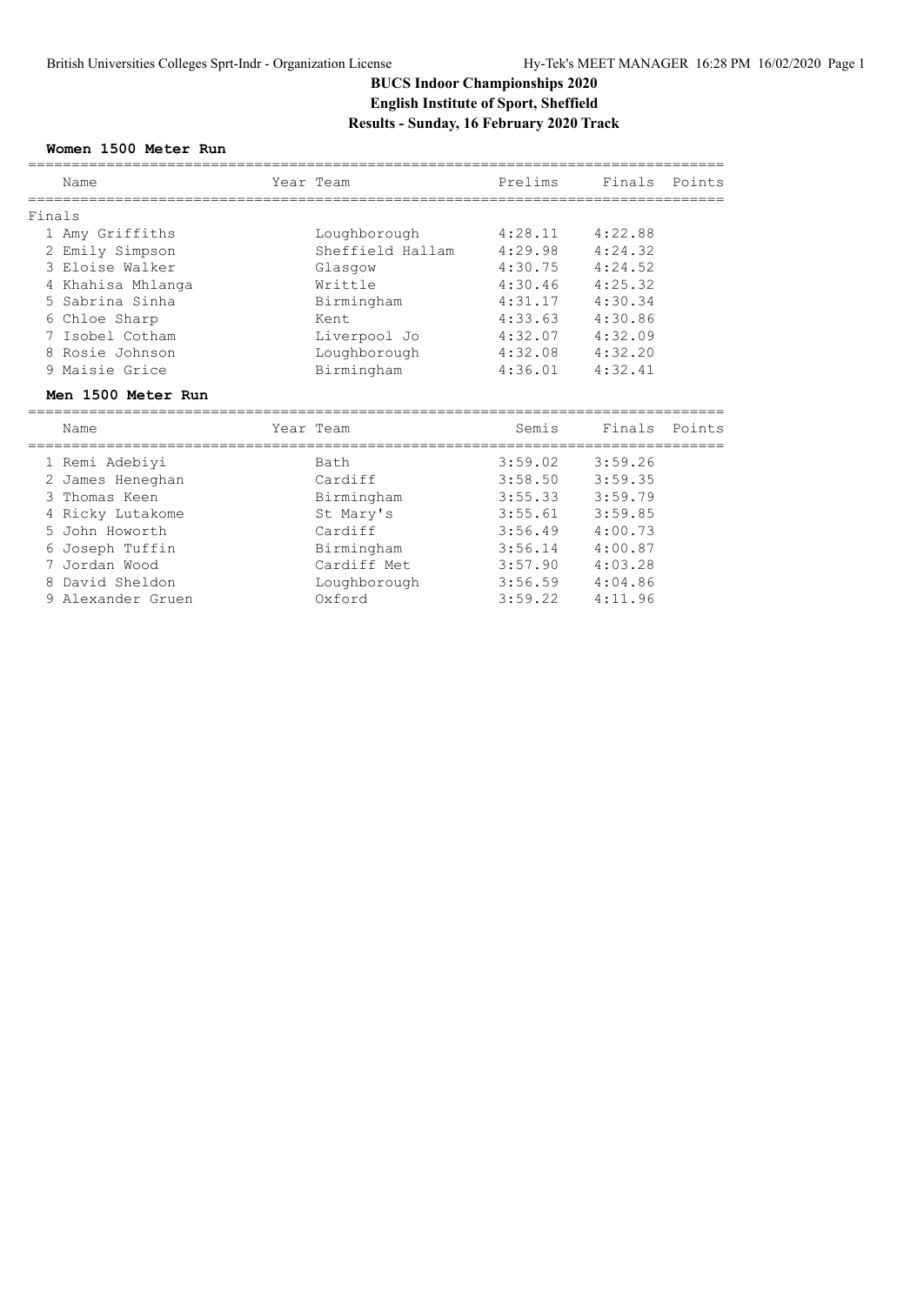# BUCS Indoor Championships 2020

**English Institute of Sport, Sheffield**

**Results - Sunday, 16 February 2020 Track**

### Women 1500 Meter Run

| | Name | Year | Team | Prelims | Finals | Points |
|---|---|---|---|---|---|---|
| **Finals** | | | | | | |
| 1 | Amy Griffiths | | Loughborough | 4:28.11 | 4:22.88 | |
| 2 | Emily Simpson | | Sheffield Hallam | 4:29.98 | 4:24.32 | |
| 3 | Eloise Walker | | Glasgow | 4:30.75 | 4:24.52 | |
| 4 | Khahisa Mhlanga | | Writtle | 4:30.46 | 4:25.32 | |
| 5 | Sabrina Sinha | | Birmingham | 4:31.17 | 4:30.34 | |
| 6 | Chloe Sharp | | Kent | 4:33.63 | 4:30.86 | |
| 7 | Isobel Cotham | | Liverpool Jo | 4:32.07 | 4:32.09 | |
| 8 | Rosie Johnson | | Loughborough | 4:32.08 | 4:32.20 | |
| 9 | Maisie Grice | | Birmingham | 4:36.01 | 4:32.41 | |

### Men 1500 Meter Run

| | Name | Year | Team | Semis | Finals | Points |
|---|---|---|---|---|---|---|
| 1 | Remi Adebiyi | | Bath | 3:59.02 | 3:59.26 | |
| 2 | James Heneghan | | Cardiff | 3:58.50 | 3:59.35 | |
| 3 | Thomas Keen | | Birmingham | 3:55.33 | 3:59.79 | |
| 4 | Ricky Lutakome | | St Mary's | 3:55.61 | 3:59.85 | |
| 5 | John Howorth | | Cardiff | 3:56.49 | 4:00.73 | |
| 6 | Joseph Tuffin | | Birmingham | 3:56.14 | 4:00.87 | |
| 7 | Jordan Wood | | Cardiff Met | 3:57.90 | 4:03.28 | |
| 8 | David Sheldon | | Loughborough | 3:56.59 | 4:04.86 | |
| 9 | Alexander Gruen | | Oxford | 3:59.22 | 4:11.96 | |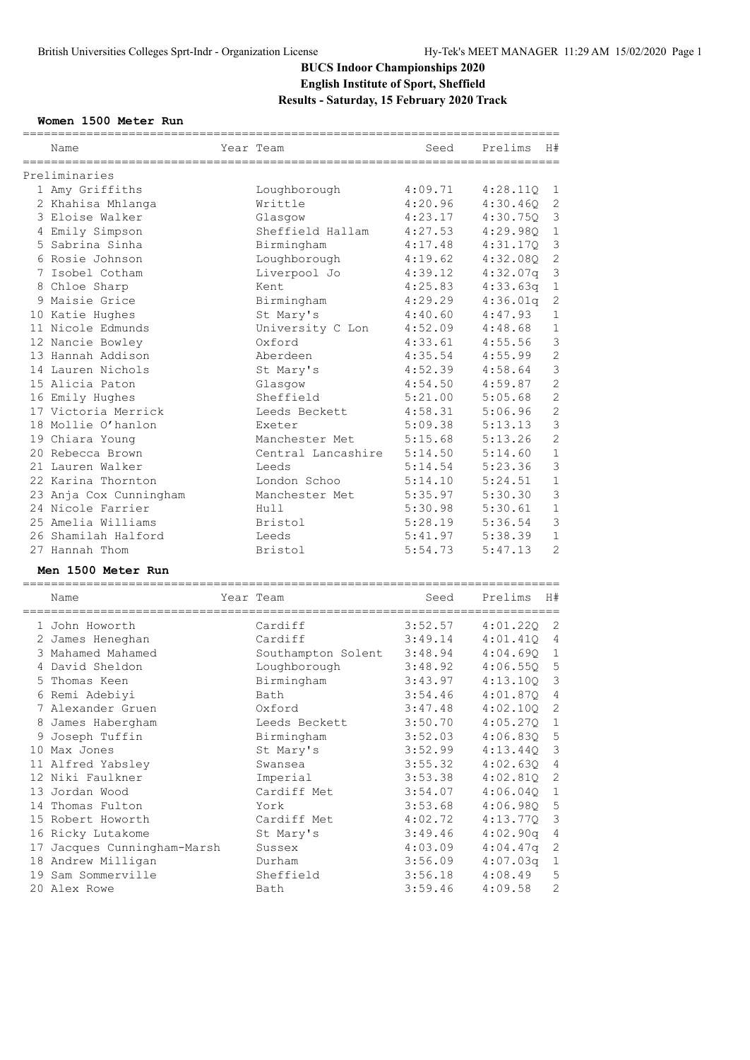# BUCS Indoor Championships 2020

**English Institute of Sport, Sheffield**

**Results - Saturday, 15 February 2020 Track**

### Women 1500 Meter Run

| | Name | Year | Team | Seed | Prelims | H# |
|---|---|---|---|---|---|---|
| **Preliminaries** | | | | | | |
| 1 | Amy Griffiths | | Loughborough | 4:09.71 | 4:28.11Q | 1 |
| 2 | Khahisa Mhlanga | | Writtle | 4:20.96 | 4:30.46Q | 2 |
| 3 | Eloise Walker | | Glasgow | 4:23.17 | 4:30.75Q | 3 |
| 4 | Emily Simpson | | Sheffield Hallam | 4:27.53 | 4:29.98Q | 1 |
| 5 | Sabrina Sinha | | Birmingham | 4:17.48 | 4:31.17Q | 3 |
| 6 | Rosie Johnson | | Loughborough | 4:19.62 | 4:32.08Q | 2 |
| 7 | Isobel Cotham | | Liverpool Jo | 4:39.12 | 4:32.07q | 3 |
| 8 | Chloe Sharp | | Kent | 4:25.83 | 4:33.63q | 1 |
| 9 | Maisie Grice | | Birmingham | 4:29.29 | 4:36.01q | 2 |
| 10 | Katie Hughes | | St Mary's | 4:40.60 | 4:47.93 | 1 |
| 11 | Nicole Edmunds | | University C Lon | 4:52.09 | 4:48.68 | 1 |
| 12 | Nancie Bowley | | Oxford | 4:33.61 | 4:55.56 | 3 |
| 13 | Hannah Addison | | Aberdeen | 4:35.54 | 4:55.99 | 2 |
| 14 | Lauren Nichols | | St Mary's | 4:52.39 | 4:58.64 | 3 |
| 15 | Alicia Paton | | Glasgow | 4:54.50 | 4:59.87 | 2 |
| 16 | Emily Hughes | | Sheffield | 5:21.00 | 5:05.68 | 2 |
| 17 | Victoria Merrick | | Leeds Beckett | 4:58.31 | 5:06.96 | 2 |
| 18 | Mollie O'hanlon | | Exeter | 5:09.38 | 5:13.13 | 3 |
| 19 | Chiara Young | | Manchester Met | 5:15.68 | 5:13.26 | 2 |
| 20 | Rebecca Brown | | Central Lancashire | 5:14.50 | 5:14.60 | 1 |
| 21 | Lauren Walker | | Leeds | 5:14.54 | 5:23.36 | 3 |
| 22 | Karina Thornton | | London Schoo | 5:14.10 | 5:24.51 | 1 |
| 23 | Anja Cox Cunningham | | Manchester Met | 5:35.97 | 5:30.30 | 3 |
| 24 | Nicole Farrier | | Hull | 5:30.98 | 5:30.61 | 1 |
| 25 | Amelia Williams | | Bristol | 5:28.19 | 5:36.54 | 3 |
| 26 | Shamilah Halford | | Leeds | 5:41.97 | 5:38.39 | 1 |
| 27 | Hannah Thom | | Bristol | 5:54.73 | 5:47.13 | 2 |

### Men 1500 Meter Run

| | Name | Year | Team | Seed | Prelims | H# |
|---|---|---|---|---|---|---|
| 1 | John Howorth | | Cardiff | 3:52.57 | 4:01.22Q | 2 |
| 2 | James Heneghan | | Cardiff | 3:49.14 | 4:01.41Q | 4 |
| 3 | Mahamed Mahamed | | Southampton Solent | 3:48.94 | 4:04.69Q | 1 |
| 4 | David Sheldon | | Loughborough | 3:48.92 | 4:06.55Q | 5 |
| 5 | Thomas Keen | | Birmingham | 3:43.97 | 4:13.10Q | 3 |
| 6 | Remi Adebiyi | | Bath | 3:54.46 | 4:01.87Q | 4 |
| 7 | Alexander Gruen | | Oxford | 3:47.48 | 4:02.10Q | 2 |
| 8 | James Habergham | | Leeds Beckett | 3:50.70 | 4:05.27Q | 1 |
| 9 | Joseph Tuffin | | Birmingham | 3:52.03 | 4:06.83Q | 5 |
| 10 | Max Jones | | St Mary's | 3:52.99 | 4:13.44Q | 3 |
| 11 | Alfred Yabsley | | Swansea | 3:55.32 | 4:02.63Q | 4 |
| 12 | Niki Faulkner | | Imperial | 3:53.38 | 4:02.81Q | 2 |
| 13 | Jordan Wood | | Cardiff Met | 3:54.07 | 4:06.04Q | 1 |
| 14 | Thomas Fulton | | York | 3:53.68 | 4:06.98Q | 5 |
| 15 | Robert Howorth | | Cardiff Met | 4:02.72 | 4:13.77Q | 3 |
| 16 | Ricky Lutakome | | St Mary's | 3:49.46 | 4:02.90q | 4 |
| 17 | Jacques Cunningham-Marsh | | Sussex | 4:03.09 | 4:04.47q | 2 |
| 18 | Andrew Milligan | | Durham | 3:56.09 | 4:07.03q | 1 |
| 19 | Sam Sommerville | | Sheffield | 3:56.18 | 4:08.49 | 5 |
| 20 | Alex Rowe | | Bath | 3:59.46 | 4:09.58 | 2 |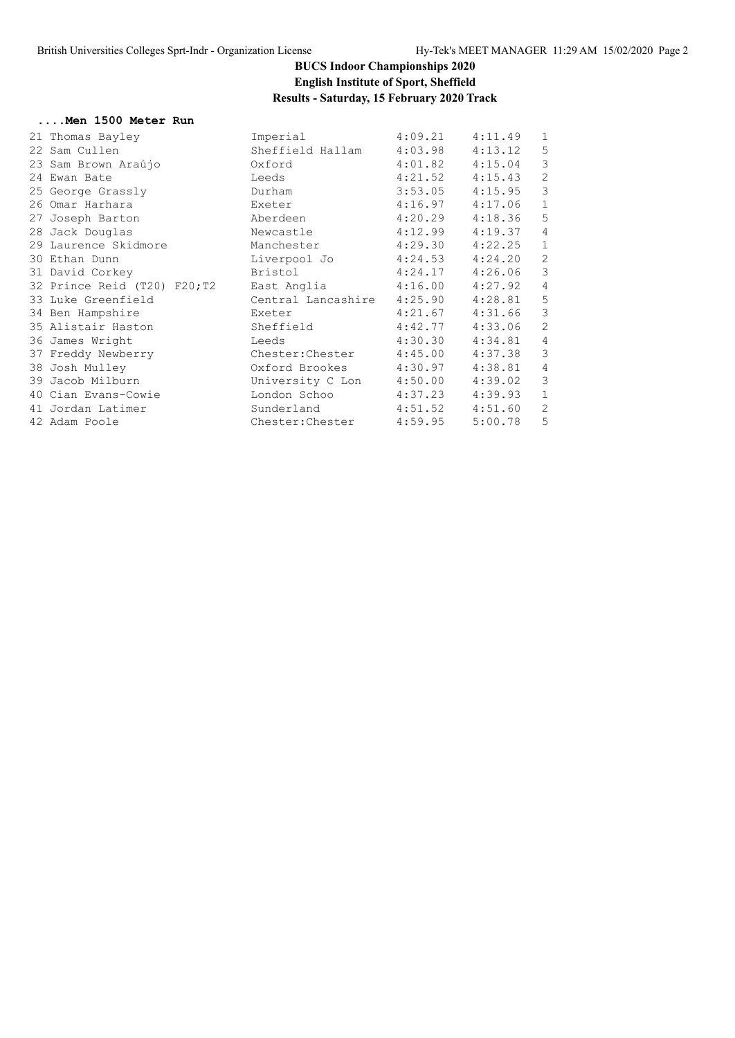# BUCS Indoor Championships 2020

## English Institute of Sport, Sheffield

### Results - Saturday, 15 February 2020 Track

#### ....Men 1500 Meter Run

| | | | | |
|---|---|---|---|---|
| 21 Thomas Bayley | Imperial | 4:09.21 | 4:11.49 | 1 |
| 22 Sam Cullen | Sheffield Hallam | 4:03.98 | 4:13.12 | 5 |
| 23 Sam Brown Araújo | Oxford | 4:01.82 | 4:15.04 | 3 |
| 24 Ewan Bate | Leeds | 4:21.52 | 4:15.43 | 2 |
| 25 George Grassly | Durham | 3:53.05 | 4:15.95 | 3 |
| 26 Omar Harhara | Exeter | 4:16.97 | 4:17.06 | 1 |
| 27 Joseph Barton | Aberdeen | 4:20.29 | 4:18.36 | 5 |
| 28 Jack Douglas | Newcastle | 4:12.99 | 4:19.37 | 4 |
| 29 Laurence Skidmore | Manchester | 4:29.30 | 4:22.25 | 1 |
| 30 Ethan Dunn | Liverpool Jo | 4:24.53 | 4:24.20 | 2 |
| 31 David Corkey | Bristol | 4:24.17 | 4:26.06 | 3 |
| 32 Prince Reid (T20) F20;T2 | East Anglia | 4:16.00 | 4:27.92 | 4 |
| 33 Luke Greenfield | Central Lancashire | 4:25.90 | 4:28.81 | 5 |
| 34 Ben Hampshire | Exeter | 4:21.67 | 4:31.66 | 3 |
| 35 Alistair Haston | Sheffield | 4:42.77 | 4:33.06 | 2 |
| 36 James Wright | Leeds | 4:30.30 | 4:34.81 | 4 |
| 37 Freddy Newberry | Chester:Chester | 4:45.00 | 4:37.38 | 3 |
| 38 Josh Mulley | Oxford Brookes | 4:30.97 | 4:38.81 | 4 |
| 39 Jacob Milburn | University C Lon | 4:50.00 | 4:39.02 | 3 |
| 40 Cian Evans-Cowie | London Schoo | 4:37.23 | 4:39.93 | 1 |
| 41 Jordan Latimer | Sunderland | 4:51.52 | 4:51.60 | 2 |
| 42 Adam Poole | Chester:Chester | 4:59.95 | 5:00.78 | 5 |